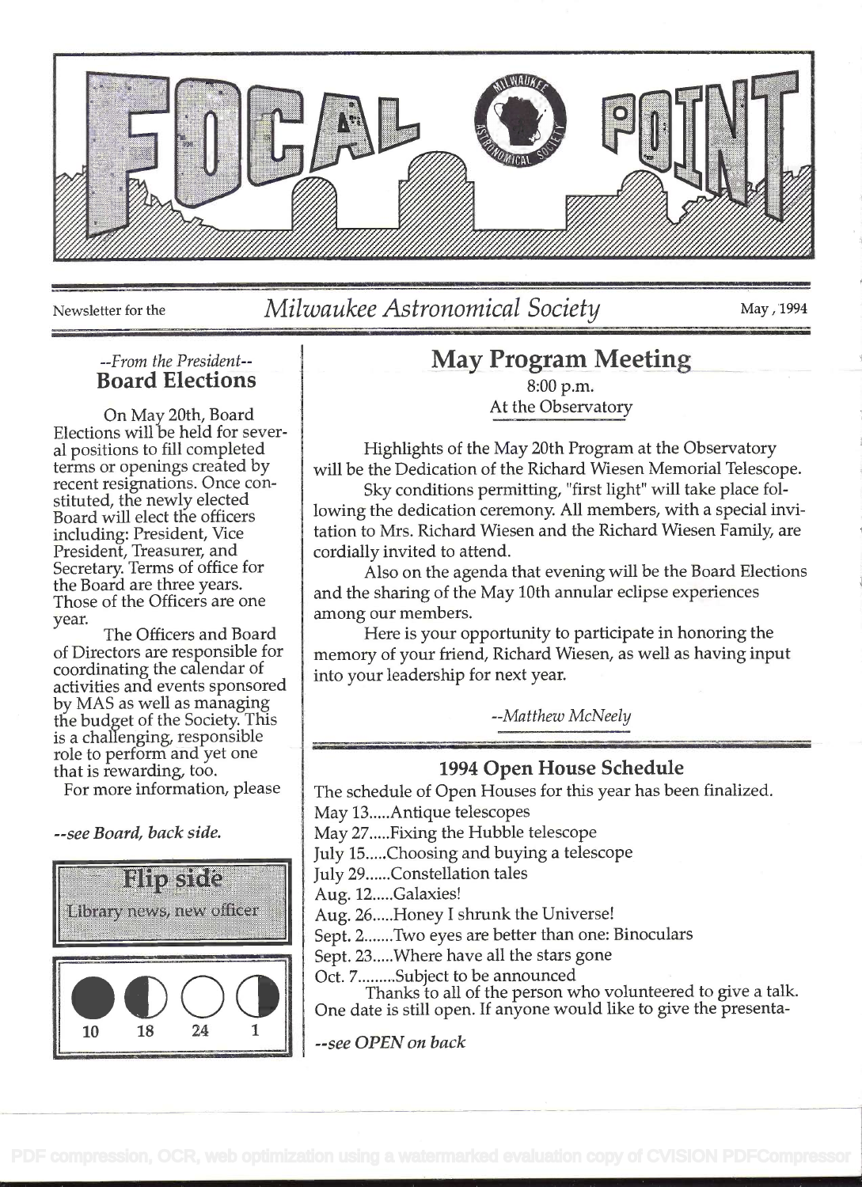// FOCAL POINT

Newsletter for the *Milwaukee Astronomical Society* May, 1994

### *--From the President--*
## Board Elections

On May 20th, Board Elections will be held for several positions to fill completed terms or openings created by recent resignations. Once constituted, the newly elected Board will elect the officers including: President, Vice President, Treasurer, and Secretary. Terms of office for the Board are three years. Those of the Officers are one year.

The Officers and Board of Directors are responsible for coordinating the calendar of activities and events sponsored by MAS as well as managing the budget of the Society. This is a challenging, responsible role to perform and yet one that is rewarding, too.

For more information, please

***--see Board, back side.***

**Flip side**

Library news, new officer

| ● | ◐ | ○ | ◑ |
|---|---|---|---|
| 10 | 18 | 24 | 1 |

## May Program Meeting

8:00 p.m.
At the Observatory

Highlights of the May 20th Program at the Observatory will be the Dedication of the Richard Wiesen Memorial Telescope.

Sky conditions permitting, "first light" will take place following the dedication ceremony. All members, with a special invitation to Mrs. Richard Wiesen and the Richard Wiesen Family, are cordially invited to attend.

Also on the agenda that evening will be the Board Elections and the sharing of the May 10th annular eclipse experiences among our members.

Here is your opportunity to participate in honoring the memory of your friend, Richard Wiesen, as well as having input into your leadership for next year.

*--Matthew McNeely*

### 1994 Open House Schedule

The schedule of Open Houses for this year has been finalized.

May 13.....Antique telescopes
May 27.....Fixing the Hubble telescope
July 15.....Choosing and buying a telescope
July 29......Constellation tales
Aug. 12.....Galaxies!
Aug. 26.....Honey I shrunk the Universe!
Sept. 2........Two eyes are better than one: Binoculars
Sept. 23.....Where have all the stars gone
Oct. 7.........Subject to be announced

Thanks to all of the person who volunteered to give a talk. One date is still open. If anyone would like to give the presenta-

*--see OPEN on back*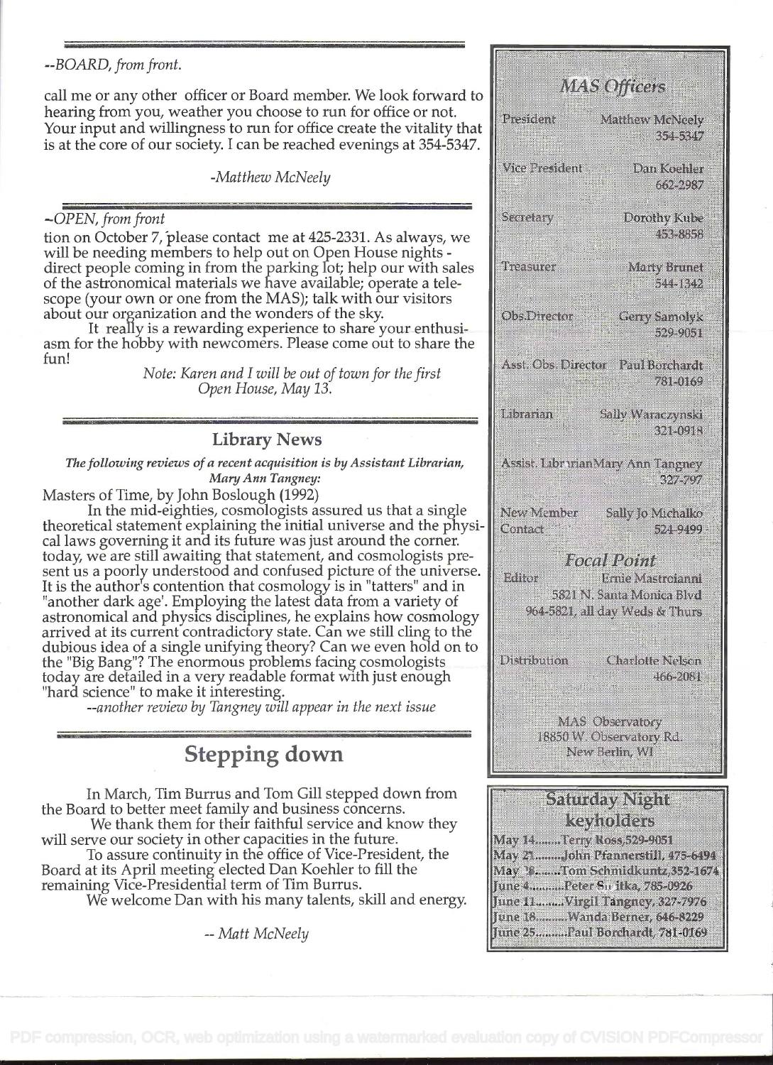--*BOARD, from front.*

call me or any other officer or Board member. We look forward to hearing from you, weather you choose to run for office or not. Your input and willingness to run for office create the vitality that is at the core of our society. I can be reached evenings at 354-5347.

*-Matthew McNeely*

--*OPEN, from front*

tion on October 7, please contact me at 425-2331. As always, we will be needing members to help out on Open House nights - direct people coming in from the parking lot; help our with sales of the astronomical materials we have available; operate a telescope (your own or one from the MAS); talk with our visitors about our organization and the wonders of the sky.

It really is a rewarding experience to share your enthusiasm for the hobby with newcomers. Please come out to share the fun!

*Note: Karen and I will be out of town for the first Open House, May 13.*

## Library News

*The following reviews of a recent acquisition is by Assistant Librarian, Mary Ann Tangney:*

Masters of Time, by John Boslough (1992)

In the mid-eighties, cosmologists assured us that a single theoretical statement explaining the initial universe and the physical laws governing it and its future was just around the corner. today, we are still awaiting that statement, and cosmologists present us a poorly understood and confused picture of the universe. It is the author's contention that cosmology is in "tatters" and in "another dark age'. Employing the latest data from a variety of astronomical and physics disciplines, he explains how cosmology arrived at its current contradictory state. Can we still cling to the dubious idea of a single unifying theory? Can we even hold on to the "Big Bang"? The enormous problems facing cosmologists today are detailed in a very readable format with just enough "hard science" to make it interesting.

--*another review by Tangney will appear in the next issue*

## Stepping down

In March, Tim Burrus and Tom Gill stepped down from the Board to better meet family and business concerns.

We thank them for their faithful service and know they will serve our society in other capacities in the future.

To assure continuity in the office of Vice-President, the Board at its April meeting elected Dan Koehler to fill the remaining Vice-Presidential term of Tim Burrus.

We welcome Dan with his many talents, skill and energy.

-- *Matt McNeely*

### *MAS Officers*

| | |
|---|---|
| President | Matthew McNeely 354-5347 |
| Vice President | Dan Koehler 662-2987 |
| Secretary | Dorothy Kube 453-8858 |
| Treasurer | Marty Brunet 544-1342 |
| Obs.Director | Gerry Samolyk 529-9051 |
| Asst. Obs. Director | Paul Borchardt 781-0169 |
| Librarian | Sally Waraczynski 321-0918 |
| Assist. Librarian | Mary Ann Tangney 327-797 |
| New Member Contact | Sally Jo Michalko 524-9499 |

### *Focal Point*

| | |
|---|---|
| Editor | Ernie Mastroianni 5821 N. Santa Monica Blvd 964-5821, all day Weds & Thurs |
| Distribution | Charlotte Nelson 466-2081 |

MAS Observatory
18850 W. Observatory Rd.
New Berlin, WI

### Saturday Night keyholders

May 14........Terry Ross,529-9051
May 21........John Pfannerstill, 475-6494
May 28........Tom Schmidkuntz,352-1674
June 4..........Peter Smitka, 785-0926
June 11........Virgil Tangney, 327-7976
June 18........Wanda Berner, 646-8229
June 25........Paul Borchardt, 781-0169